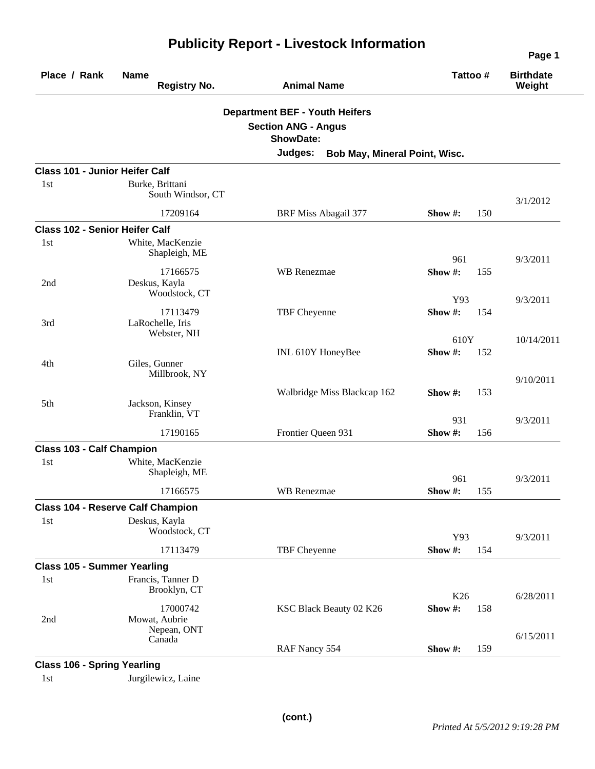# Publicity Report - Livestock Information

| Place / Rank | Name / Registry No. | Animal Name | Tattoo # | | Birthdate / Weight |
|---|---|---|---|---|---|

**Department BEF - Youth Heifers**

**Section ANG - Angus**

**ShowDate:**

**Judges:** **Bob May, Mineral Point, Wisc.**

### Class 101 - Junior Heifer Calf

| Place / Rank | Name / Registry No. | Animal Name | Tattoo # | | Birthdate / Weight |
|---|---|---|---|---|---|
| 1st | Burke, Brittani<br>South Windsor, CT<br>17209164 | BRF Miss Abagail 377 | Show #: | 150 | 3/1/2012 |

### Class 102 - Senior Heifer Calf

| Place / Rank | Name / Registry No. | Animal Name | Tattoo # | | Birthdate / Weight |
|---|---|---|---|---|---|
| 1st | White, MacKenzie<br>Shapleigh, ME<br>17166575 | WB Renezmae | 961<br>Show #: | 155 | 9/3/2011 |
| 2nd | Deskus, Kayla<br>Woodstock, CT<br>17113479 | TBF Cheyenne | Y93<br>Show #: | 154 | 9/3/2011 |
| 3rd | LaRochelle, Iris<br>Webster, NH | INL 610Y HoneyBee | 610Y<br>Show #: | 152 | 10/14/2011 |
| 4th | Giles, Gunner<br>Millbrook, NY | Walbridge Miss Blackcap 162 | Show #: | 153 | 9/10/2011 |
| 5th | Jackson, Kinsey<br>Franklin, VT<br>17190165 | Frontier Queen 931 | 931<br>Show #: | 156 | 9/3/2011 |

### Class 103 - Calf Champion

| Place / Rank | Name / Registry No. | Animal Name | Tattoo # | | Birthdate / Weight |
|---|---|---|---|---|---|
| 1st | White, MacKenzie<br>Shapleigh, ME<br>17166575 | WB Renezmae | 961<br>Show #: | 155 | 9/3/2011 |

### Class 104 - Reserve Calf Champion

| Place / Rank | Name / Registry No. | Animal Name | Tattoo # | | Birthdate / Weight |
|---|---|---|---|---|---|
| 1st | Deskus, Kayla<br>Woodstock, CT<br>17113479 | TBF Cheyenne | Y93<br>Show #: | 154 | 9/3/2011 |

### Class 105 - Summer Yearling

| Place / Rank | Name / Registry No. | Animal Name | Tattoo # | | Birthdate / Weight |
|---|---|---|---|---|---|
| 1st | Francis, Tanner D<br>Brooklyn, CT<br>17000742 | KSC Black Beauty 02 K26 | K26<br>Show #: | 158 | 6/28/2011 |
| 2nd | Mowat, Aubrie<br>Nepean, ONT<br>Canada | RAF Nancy 554 | Show #: | 159 | 6/15/2011 |

### Class 106 - Spring Yearling

| Place / Rank | Name / Registry No. | Animal Name | Tattoo # | | Birthdate / Weight |
|---|---|---|---|---|---|
| 1st | Jurgilewicz, Laine | | | | |

**(cont.)**

*Printed At 5/5/2012 9:19:28 PM*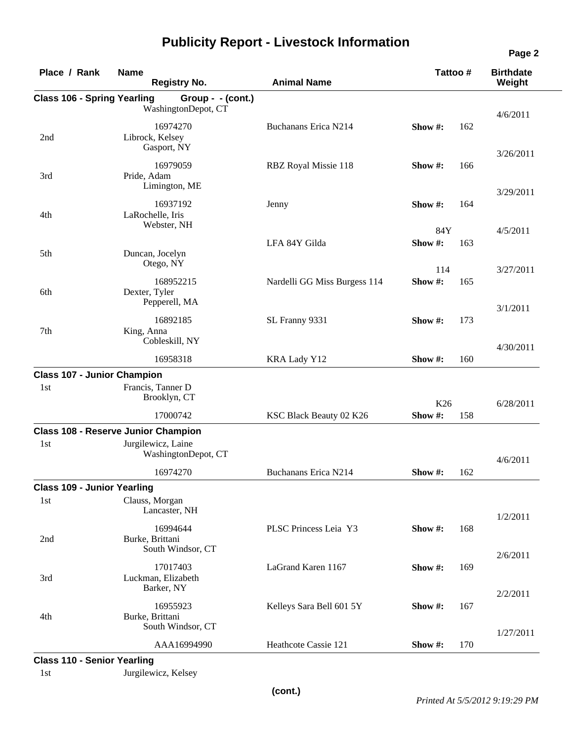### Class 106 - Spring Yearling Group - - (cont.)

| Place / Rank | Name | Registry No. | Animal Name | Tattoo # | Show # | Birthdate / Weight |
|---|---|---|---|---|---|---|
| | WashingtonDepot, CT | 16974270 | Buchanans Erica N214 | | 162 | 4/6/2011 |
| 2nd | Librock, Kelsey<br>Gasport, NY | 16979059 | RBZ Royal Missie 118 | | 166 | 3/26/2011 |
| 3rd | Pride, Adam<br>Limington, ME | 16937192 | Jenny | | 164 | 3/29/2011 |
| 4th | LaRochelle, Iris<br>Webster, NH | | LFA 84Y Gilda | 84Y | 163 | 4/5/2011 |
| 5th | Duncan, Jocelyn<br>Otego, NY | 168952215 | Nardelli GG Miss Burgess 114 | 114 | 165 | 3/27/2011 |
| 6th | Dexter, Tyler<br>Pepperell, MA | 16892185 | SL Franny 9331 | | 173 | 3/1/2011 |
| 7th | King, Anna<br>Cobleskill, NY | 16958318 | KRA Lady Y12 | | 160 | 4/30/2011 |

### Class 107 - Junior Champion

| Place / Rank | Name | Registry No. | Animal Name | Tattoo # | Show # | Birthdate / Weight |
|---|---|---|---|---|---|---|
| 1st | Francis, Tanner D<br>Brooklyn, CT | 17000742 | KSC Black Beauty 02 K26 | K26 | 158 | 6/28/2011 |

### Class 108 - Reserve Junior Champion

| Place / Rank | Name | Registry No. | Animal Name | Tattoo # | Show # | Birthdate / Weight |
|---|---|---|---|---|---|---|
| 1st | Jurgilewicz, Laine<br>WashingtonDepot, CT | 16974270 | Buchanans Erica N214 | | 162 | 4/6/2011 |

### Class 109 - Junior Yearling

| Place / Rank | Name | Registry No. | Animal Name | Tattoo # | Show # | Birthdate / Weight |
|---|---|---|---|---|---|---|
| 1st | Clauss, Morgan<br>Lancaster, NH | 16994644 | PLSC Princess Leia Y3 | | 168 | 1/2/2011 |
| 2nd | Burke, Brittani<br>South Windsor, CT | 17017403 | LaGrand Karen 1167 | | 169 | 2/6/2011 |
| 3rd | Luckman, Elizabeth<br>Barker, NY | 16955923 | Kelleys Sara Bell 601 5Y | | 167 | 2/2/2011 |
| 4th | Burke, Brittani<br>South Windsor, CT | AAA16994990 | Heathcote Cassie 121 | | 170 | 1/27/2011 |

### Class 110 - Senior Yearling

| Place / Rank | Name | Registry No. | Animal Name | Tattoo # | Show # | Birthdate / Weight |
|---|---|---|---|---|---|---|
| 1st | Jurgilewicz, Kelsey | | | | | |

(cont.)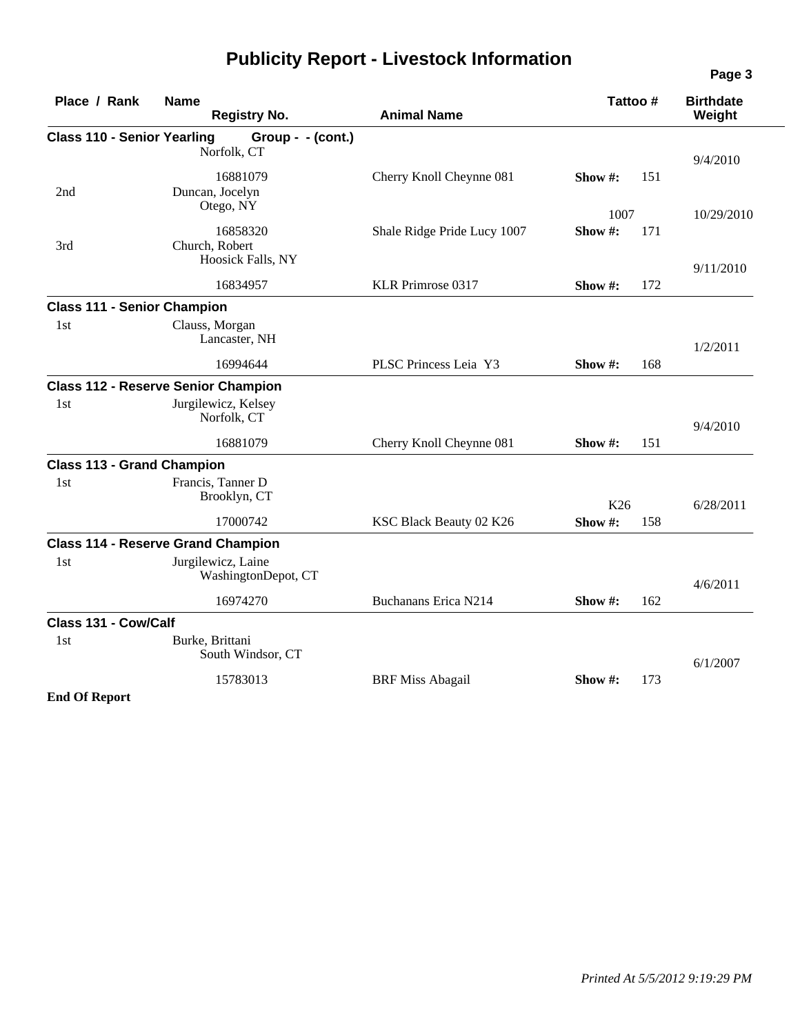# Publicity Report - Livestock Information

| Place / Rank | Name / Registry No. | Animal Name | Tattoo # | | Birthdate / Weight |
|---|---|---|---|---|---|
| **Class 110 - Senior Yearling Group - - (cont.)** | | | | | |
| | Norfolk, CT | | | | 9/4/2010 |
| | 16881079 | Cherry Knoll Cheynne 081 | **Show #:** | 151 | |
| 2nd | Duncan, Jocelyn<br>Otego, NY | | 1007 | | 10/29/2010 |
| | 16858320 | Shale Ridge Pride Lucy 1007 | **Show #:** | 171 | |
| 3rd | Church, Robert<br>Hoosick Falls, NY | | | | 9/11/2010 |
| | 16834957 | KLR Primrose 0317 | **Show #:** | 172 | |
| **Class 111 - Senior Champion** | | | | | |
| 1st | Clauss, Morgan<br>Lancaster, NH | | | | 1/2/2011 |
| | 16994644 | PLSC Princess Leia Y3 | **Show #:** | 168 | |
| **Class 112 - Reserve Senior Champion** | | | | | |
| 1st | Jurgilewicz, Kelsey<br>Norfolk, CT | | | | 9/4/2010 |
| | 16881079 | Cherry Knoll Cheynne 081 | **Show #:** | 151 | |
| **Class 113 - Grand Champion** | | | | | |
| 1st | Francis, Tanner D<br>Brooklyn, CT | | K26 | | 6/28/2011 |
| | 17000742 | KSC Black Beauty 02 K26 | **Show #:** | 158 | |
| **Class 114 - Reserve Grand Champion** | | | | | |
| 1st | Jurgilewicz, Laine<br>WashingtonDepot, CT | | | | 4/6/2011 |
| | 16974270 | Buchanans Erica N214 | **Show #:** | 162 | |
| **Class 131 - Cow/Calf** | | | | | |
| 1st | Burke, Brittani<br>South Windsor, CT | | | | 6/1/2007 |
| | 15783013 | BRF Miss Abagail | **Show #:** | 173 | |

**End Of Report**

*Printed At 5/5/2012 9:19:29 PM*